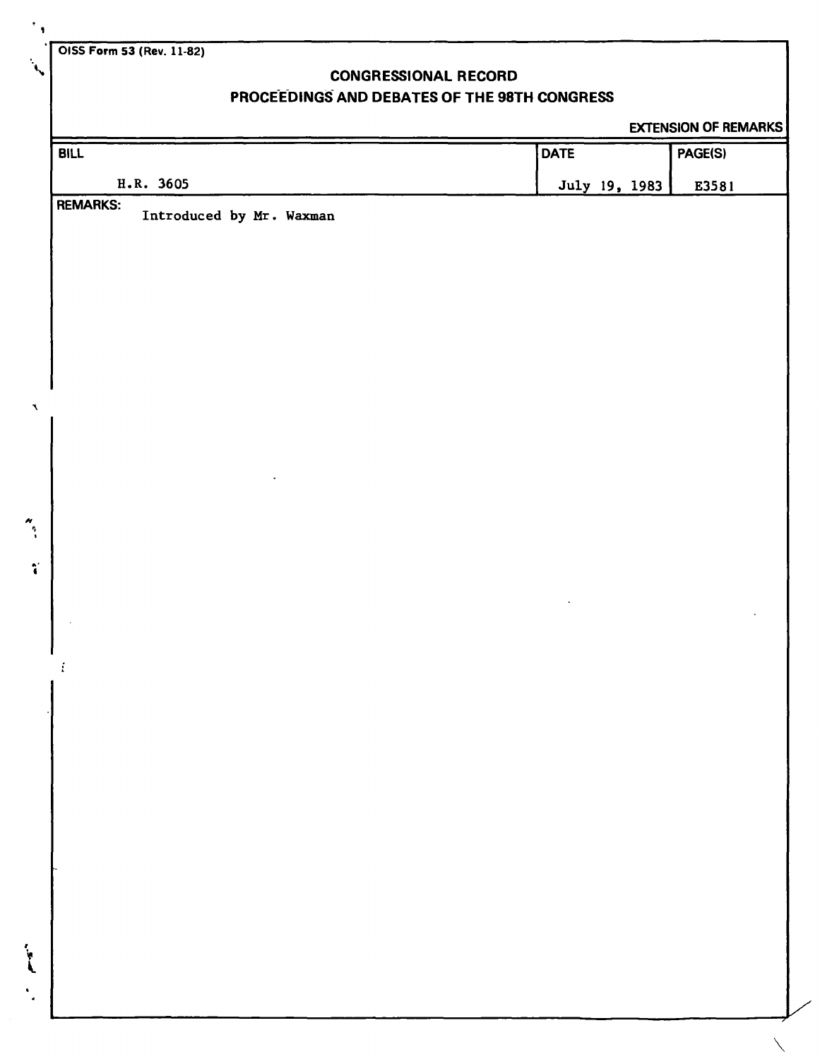OISS Form 53 (Rev. 11-82)

# CONGRESSIONAL RECORD

## PROCEEDINGS AND DEBATES OF THE 98TH CONGRESS

EXTENSION OF REMARKS

| BILL | DATE | PAGE(S) |
| --- | --- | --- |
| H.R. 3605 | July 19, 1983 | E3581 |

REMARKS:

Introduced by Mr. Waxman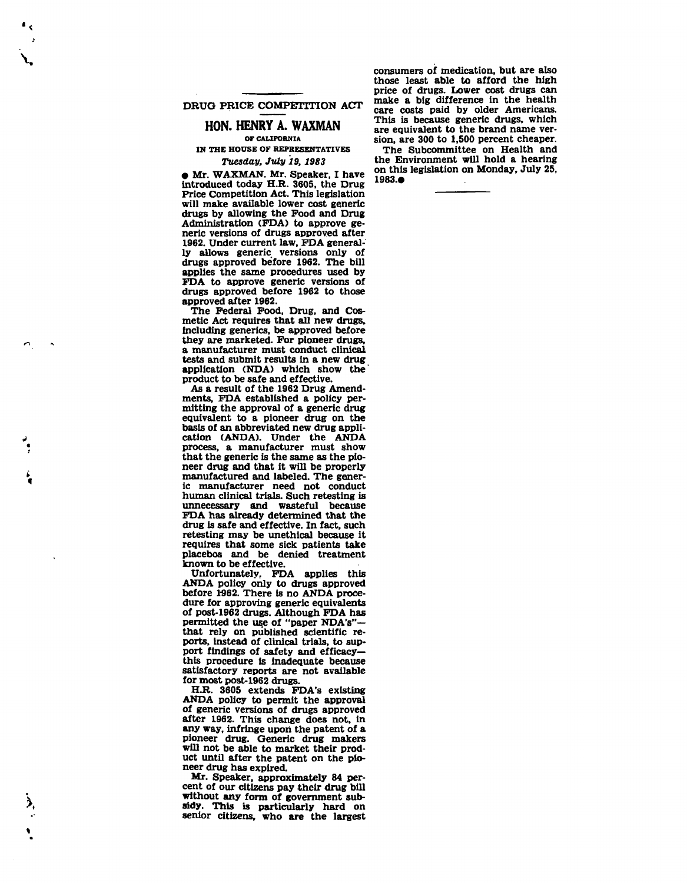## DRUG PRICE COMPETITION ACT

### HON. HENRY A. WAXMAN

OF CALIFORNIA

IN THE HOUSE OF REPRESENTATIVES

*Tuesday, July 19, 1983*

● Mr. WAXMAN. Mr. Speaker, I have introduced today H.R. 3605, the Drug Price Competition Act. This legislation will make available lower cost generic drugs by allowing the Food and Drug Administration (FDA) to approve generic versions of drugs approved after 1962. Under current law, FDA generally allows generic versions only of drugs approved before 1962. The bill applies the same procedures used by FDA to approve generic versions of drugs approved before 1962 to those approved after 1962.

The Federal Food, Drug, and Cosmetic Act requires that all new drugs, including generics, be approved before they are marketed. For pioneer drugs, a manufacturer must conduct clinical tests and submit results in a new drug application (NDA) which show the product to be safe and effective.

As a result of the 1962 Drug Amendments, FDA established a policy permitting the approval of a generic drug equivalent to a pioneer drug on the basis of an abbreviated new drug application (ANDA). Under the ANDA process, a manufacturer must show that the generic is the same as the pioneer drug and that it will be properly manufactured and labeled. The generic manufacturer need not conduct human clinical trials. Such retesting is unnecessary and wasteful because FDA has already determined that the drug is safe and effective. In fact, such retesting may be unethical because it requires that some sick patients take placebos and be denied treatment known to be effective.

Unfortunately, FDA applies this ANDA policy only to drugs approved before 1962. There is no ANDA procedure for approving generic equivalents of post-1962 drugs. Although FDA has permitted the use of "paper NDA's"—that rely on published scientific reports, instead of clinical trials, to support findings of safety and efficacy—this procedure is inadequate because satisfactory reports are not available for most post-1962 drugs.

H.R. 3605 extends FDA's existing ANDA policy to permit the approval of generic versions of drugs approved after 1962. This change does not, in any way, infringe upon the patent of a pioneer drug. Generic drug makers will not be able to market their product until after the patent on the pioneer drug has expired.

Mr. Speaker, approximately 84 percent of our citizens pay their drug bill without any form of government subsidy. This is particularly hard on senior citizens, who are the largest consumers of medication, but are also those least able to afford the high price of drugs. Lower cost drugs can make a big difference in the health care costs paid by older Americans. This is because generic drugs, which are equivalent to the brand name version, are 300 to 1,500 percent cheaper.

The Subcommittee on Health and the Environment will hold a hearing on this legislation on Monday, July 25, 1983.●